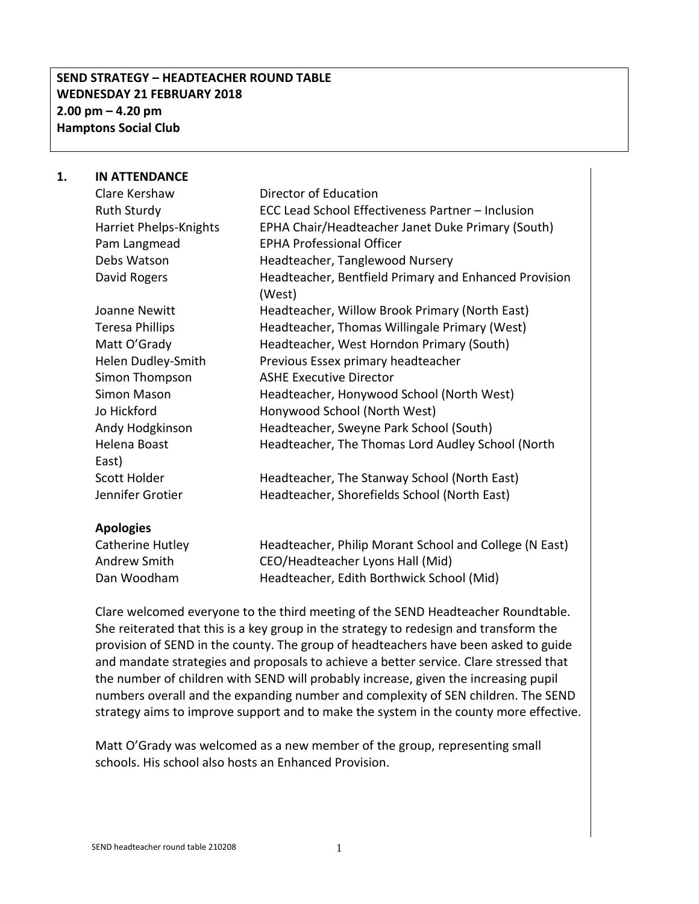**SEND STRATEGY – HEADTEACHER ROUND TABLE**
**WEDNESDAY 21 FEBRUARY 2018**
**2.00 pm – 4.20 pm**
**Hamptons Social Club**

## 1. IN ATTENDANCE

| | |
|---|---|
| Clare Kershaw | Director of Education |
| Ruth Sturdy | ECC Lead School Effectiveness Partner – Inclusion |
| Harriet Phelps-Knights | EPHA Chair/Headteacher Janet Duke Primary (South) |
| Pam Langmead | EPHA Professional Officer |
| Debs Watson | Headteacher, Tanglewood Nursery |
| David Rogers | Headteacher, Bentfield Primary and Enhanced Provision (West) |
| Joanne Newitt | Headteacher, Willow Brook Primary (North East) |
| Teresa Phillips | Headteacher, Thomas Willingale Primary (West) |
| Matt O'Grady | Headteacher, West Horndon Primary (South) |
| Helen Dudley-Smith | Previous Essex primary headteacher |
| Simon Thompson | ASHE Executive Director |
| Simon Mason | Headteacher, Honywood School (North West) |
| Jo Hickford | Honywood School (North West) |
| Andy Hodgkinson | Headteacher, Sweyne Park School (South) |
| Helena Boast | Headteacher, The Thomas Lord Audley School (North East) |
| Scott Holder | Headteacher, The Stanway School (North East) |
| Jennifer Grotier | Headteacher, Shorefields School (North East) |

**Apologies**

| | |
|---|---|
| Catherine Hutley | Headteacher, Philip Morant School and College (N East) |
| Andrew Smith | CEO/Headteacher Lyons Hall (Mid) |
| Dan Woodham | Headteacher, Edith Borthwick School (Mid) |

Clare welcomed everyone to the third meeting of the SEND Headteacher Roundtable. She reiterated that this is a key group in the strategy to redesign and transform the provision of SEND in the county. The group of headteachers have been asked to guide and mandate strategies and proposals to achieve a better service. Clare stressed that the number of children with SEND will probably increase, given the increasing pupil numbers overall and the expanding number and complexity of SEN children. The SEND strategy aims to improve support and to make the system in the county more effective.

Matt O'Grady was welcomed as a new member of the group, representing small schools. His school also hosts an Enhanced Provision.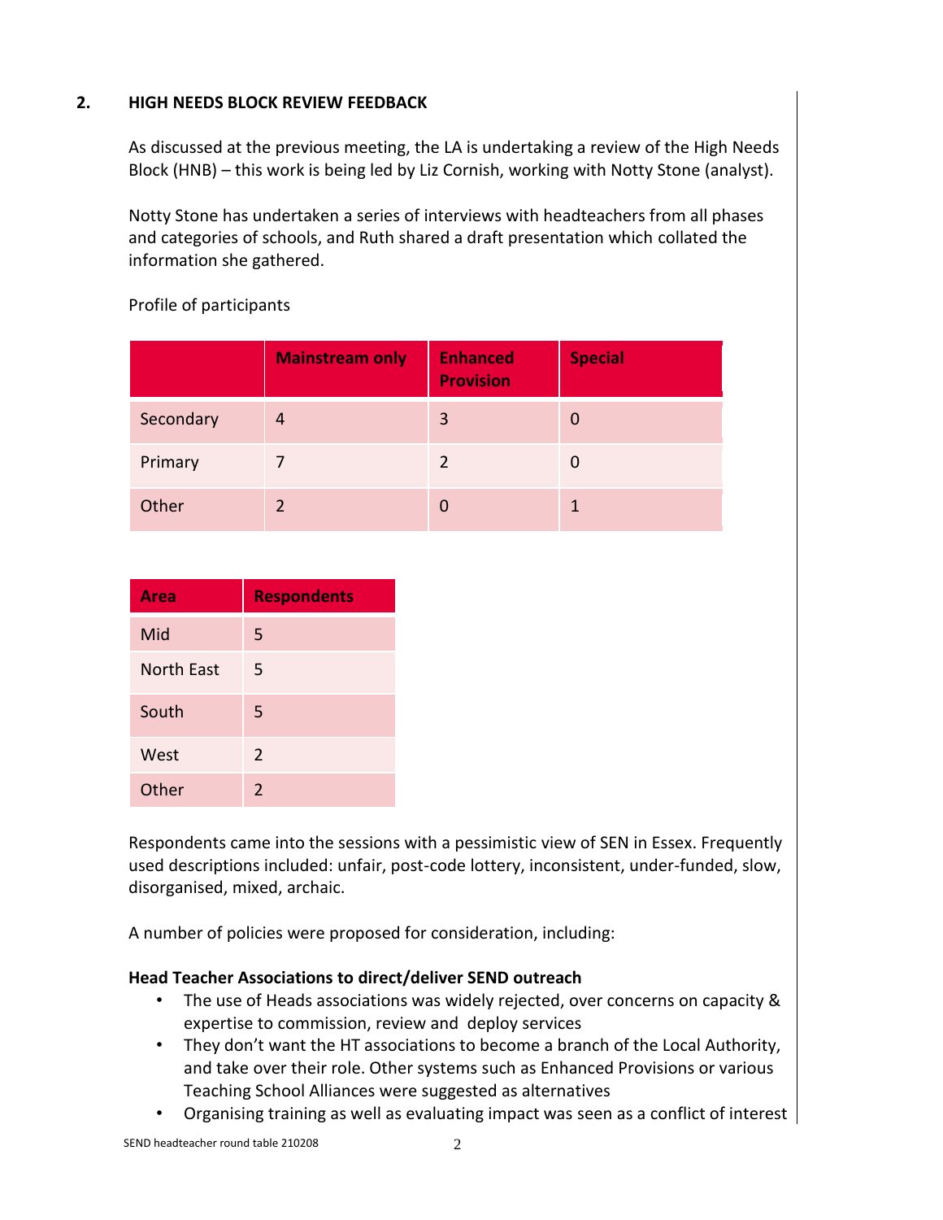## 2. HIGH NEEDS BLOCK REVIEW FEEDBACK

As discussed at the previous meeting, the LA is undertaking a review of the High Needs Block (HNB) – this work is being led by Liz Cornish, working with Notty Stone (analyst).

Notty Stone has undertaken a series of interviews with headteachers from all phases and categories of schools, and Ruth shared a draft presentation which collated the information she gathered.

Profile of participants

| | Mainstream only | Enhanced Provision | Special |
|---|---|---|---|
| Secondary | 4 | 3 | 0 |
| Primary | 7 | 2 | 0 |
| Other | 2 | 0 | 1 |

| Area | Respondents |
|---|---|
| Mid | 5 |
| North East | 5 |
| South | 5 |
| West | 2 |
| Other | 2 |

Respondents came into the sessions with a pessimistic view of SEN in Essex. Frequently used descriptions included: unfair, post-code lottery, inconsistent, under-funded, slow, disorganised, mixed, archaic.

A number of policies were proposed for consideration, including:

**Head Teacher Associations to direct/deliver SEND outreach**

- The use of Heads associations was widely rejected, over concerns on capacity & expertise to commission, review and deploy services
- They don't want the HT associations to become a branch of the Local Authority, and take over their role. Other systems such as Enhanced Provisions or various Teaching School Alliances were suggested as alternatives
- Organising training as well as evaluating impact was seen as a conflict of interest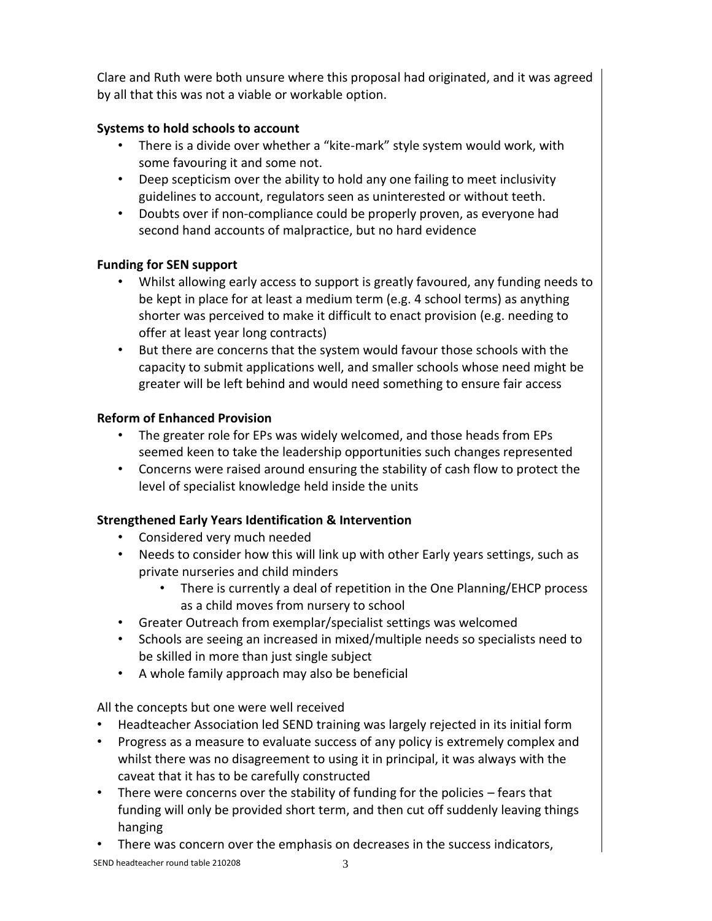Clare and Ruth were both unsure where this proposal had originated, and it was agreed by all that this was not a viable or workable option.

**Systems to hold schools to account**

- There is a divide over whether a "kite-mark" style system would work, with some favouring it and some not.
- Deep scepticism over the ability to hold any one failing to meet inclusivity guidelines to account, regulators seen as uninterested or without teeth.
- Doubts over if non-compliance could be properly proven, as everyone had second hand accounts of malpractice, but no hard evidence

**Funding for SEN support**

- Whilst allowing early access to support is greatly favoured, any funding needs to be kept in place for at least a medium term (e.g. 4 school terms) as anything shorter was perceived to make it difficult to enact provision (e.g. needing to offer at least year long contracts)
- But there are concerns that the system would favour those schools with the capacity to submit applications well, and smaller schools whose need might be greater will be left behind and would need something to ensure fair access

**Reform of Enhanced Provision**

- The greater role for EPs was widely welcomed, and those heads from EPs seemed keen to take the leadership opportunities such changes represented
- Concerns were raised around ensuring the stability of cash flow to protect the level of specialist knowledge held inside the units

**Strengthened Early Years Identification & Intervention**

- Considered very much needed
- Needs to consider how this will link up with other Early years settings, such as private nurseries and child minders
    - There is currently a deal of repetition in the One Planning/EHCP process as a child moves from nursery to school
- Greater Outreach from exemplar/specialist settings was welcomed
- Schools are seeing an increased in mixed/multiple needs so specialists need to be skilled in more than just single subject
- A whole family approach may also be beneficial

All the concepts but one were well received

- Headteacher Association led SEND training was largely rejected in its initial form
- Progress as a measure to evaluate success of any policy is extremely complex and whilst there was no disagreement to using it in principal, it was always with the caveat that it has to be carefully constructed
- There were concerns over the stability of funding for the policies – fears that funding will only be provided short term, and then cut off suddenly leaving things hanging
- There was concern over the emphasis on decreases in the success indicators,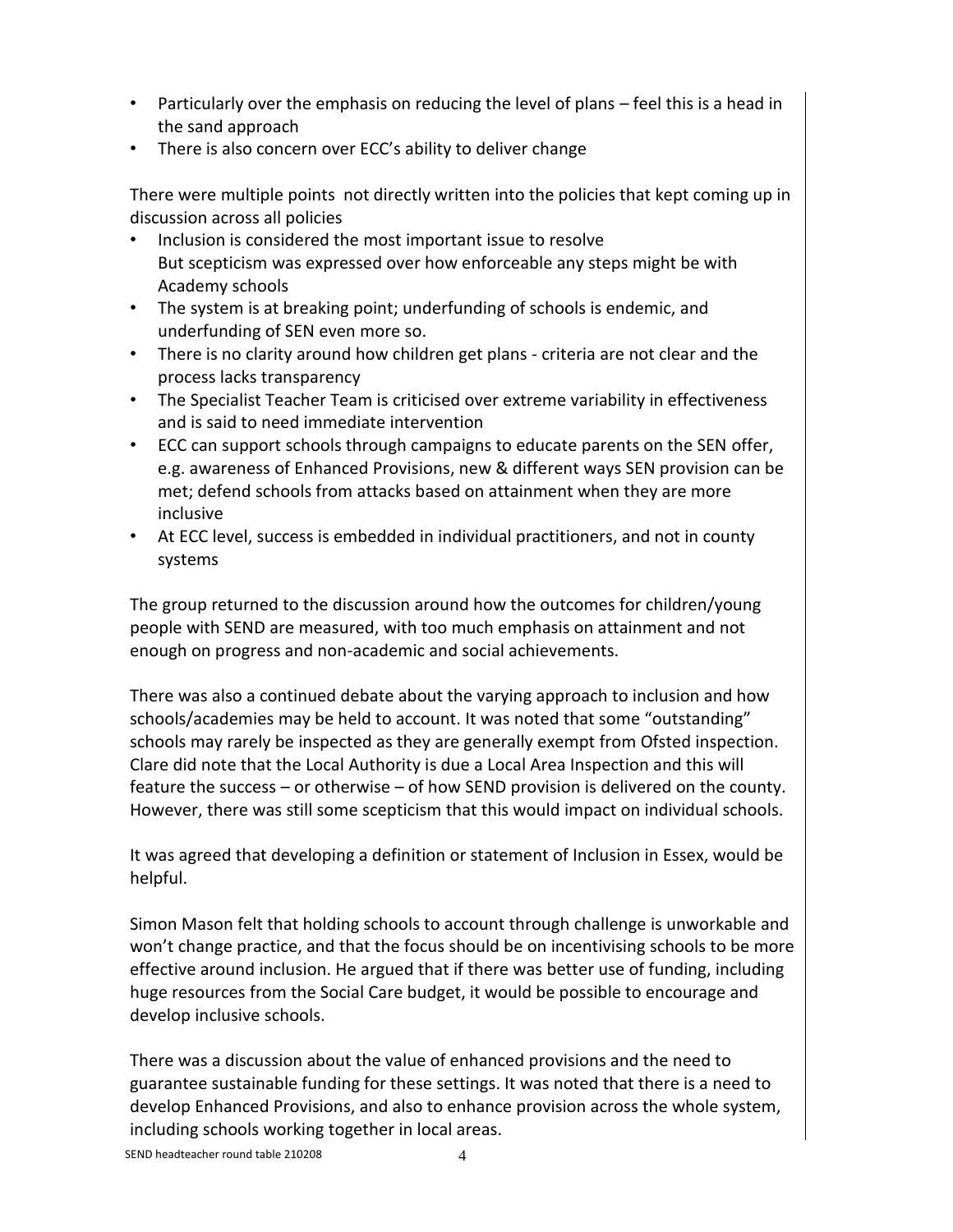- Particularly over the emphasis on reducing the level of plans – feel this is a head in the sand approach
- There is also concern over ECC's ability to deliver change

There were multiple points not directly written into the policies that kept coming up in discussion across all policies

- Inclusion is considered the most important issue to resolve
  But scepticism was expressed over how enforceable any steps might be with Academy schools
- The system is at breaking point; underfunding of schools is endemic, and underfunding of SEN even more so.
- There is no clarity around how children get plans - criteria are not clear and the process lacks transparency
- The Specialist Teacher Team is criticised over extreme variability in effectiveness and is said to need immediate intervention
- ECC can support schools through campaigns to educate parents on the SEN offer, e.g. awareness of Enhanced Provisions, new & different ways SEN provision can be met; defend schools from attacks based on attainment when they are more inclusive
- At ECC level, success is embedded in individual practitioners, and not in county systems

The group returned to the discussion around how the outcomes for children/young people with SEND are measured, with too much emphasis on attainment and not enough on progress and non-academic and social achievements.

There was also a continued debate about the varying approach to inclusion and how schools/academies may be held to account. It was noted that some "outstanding" schools may rarely be inspected as they are generally exempt from Ofsted inspection. Clare did note that the Local Authority is due a Local Area Inspection and this will feature the success – or otherwise – of how SEND provision is delivered on the county. However, there was still some scepticism that this would impact on individual schools.

It was agreed that developing a definition or statement of Inclusion in Essex, would be helpful.

Simon Mason felt that holding schools to account through challenge is unworkable and won't change practice, and that the focus should be on incentivising schools to be more effective around inclusion. He argued that if there was better use of funding, including huge resources from the Social Care budget, it would be possible to encourage and develop inclusive schools.

There was a discussion about the value of enhanced provisions and the need to guarantee sustainable funding for these settings. It was noted that there is a need to develop Enhanced Provisions, and also to enhance provision across the whole system, including schools working together in local areas.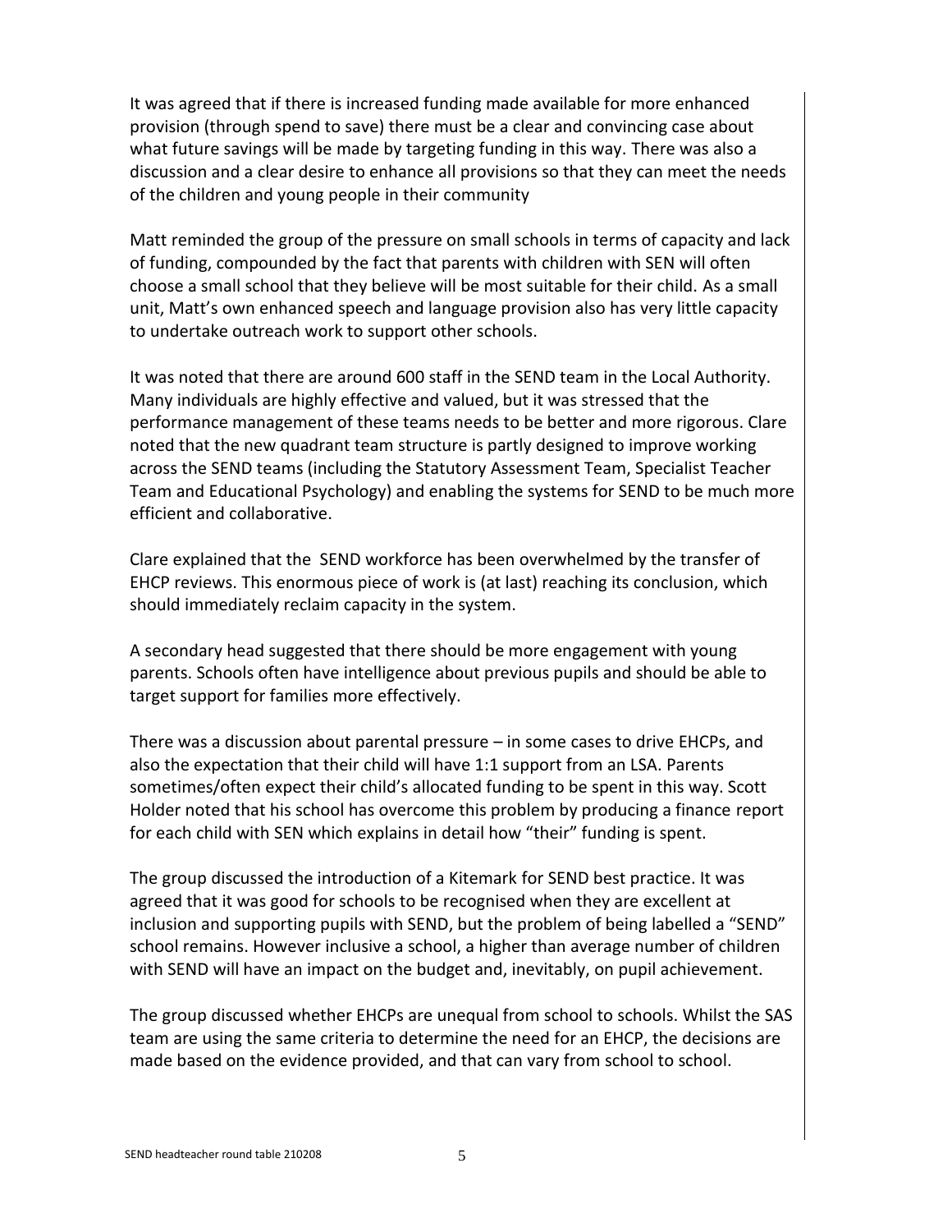It was agreed that if there is increased funding made available for more enhanced provision (through spend to save) there must be a clear and convincing case about what future savings will be made by targeting funding in this way. There was also a discussion and a clear desire to enhance all provisions so that they can meet the needs of the children and young people in their community

Matt reminded the group of the pressure on small schools in terms of capacity and lack of funding, compounded by the fact that parents with children with SEN will often choose a small school that they believe will be most suitable for their child. As a small unit, Matt's own enhanced speech and language provision also has very little capacity to undertake outreach work to support other schools.

It was noted that there are around 600 staff in the SEND team in the Local Authority. Many individuals are highly effective and valued, but it was stressed that the performance management of these teams needs to be better and more rigorous. Clare noted that the new quadrant team structure is partly designed to improve working across the SEND teams (including the Statutory Assessment Team, Specialist Teacher Team and Educational Psychology) and enabling the systems for SEND to be much more efficient and collaborative.

Clare explained that the SEND workforce has been overwhelmed by the transfer of EHCP reviews. This enormous piece of work is (at last) reaching its conclusion, which should immediately reclaim capacity in the system.

A secondary head suggested that there should be more engagement with young parents. Schools often have intelligence about previous pupils and should be able to target support for families more effectively.

There was a discussion about parental pressure – in some cases to drive EHCPs, and also the expectation that their child will have 1:1 support from an LSA. Parents sometimes/often expect their child's allocated funding to be spent in this way. Scott Holder noted that his school has overcome this problem by producing a finance report for each child with SEN which explains in detail how "their" funding is spent.

The group discussed the introduction of a Kitemark for SEND best practice. It was agreed that it was good for schools to be recognised when they are excellent at inclusion and supporting pupils with SEND, but the problem of being labelled a "SEND" school remains. However inclusive a school, a higher than average number of children with SEND will have an impact on the budget and, inevitably, on pupil achievement.

The group discussed whether EHCPs are unequal from school to schools. Whilst the SAS team are using the same criteria to determine the need for an EHCP, the decisions are made based on the evidence provided, and that can vary from school to school.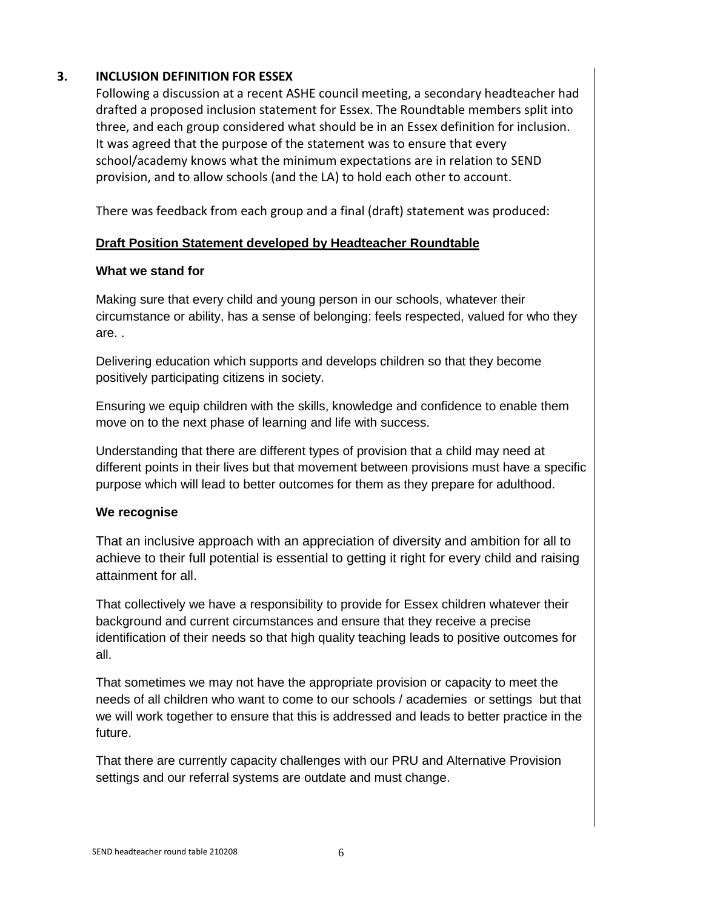## 3. INCLUSION DEFINITION FOR ESSEX

Following a discussion at a recent ASHE council meeting, a secondary headteacher had drafted a proposed inclusion statement for Essex. The Roundtable members split into three, and each group considered what should be in an Essex definition for inclusion. It was agreed that the purpose of the statement was to ensure that every school/academy knows what the minimum expectations are in relation to SEND provision, and to allow schools (and the LA) to hold each other to account.

There was feedback from each group and a final (draft) statement was produced:

**Draft Position Statement developed by Headteacher Roundtable**

**What we stand for**

Making sure that every child and young person in our schools, whatever their circumstance or ability, has a sense of belonging: feels respected, valued for who they are. .

Delivering education which supports and develops children so that they become positively participating citizens in society.

Ensuring we equip children with the skills, knowledge and confidence to enable them move on to the next phase of learning and life with success.

Understanding that there are different types of provision that a child may need at different points in their lives but that movement between provisions must have a specific purpose which will lead to better outcomes for them as they prepare for adulthood.

**We recognise**

That an inclusive approach with an appreciation of diversity and ambition for all to achieve to their full potential is essential to getting it right for every child and raising attainment for all.

That collectively we have a responsibility to provide for Essex children whatever their background and current circumstances and ensure that they receive a precise identification of their needs so that high quality teaching leads to positive outcomes for all.

That sometimes we may not have the appropriate provision or capacity to meet the needs of all children who want to come to our schools / academies or settings but that we will work together to ensure that this is addressed and leads to better practice in the future.

That there are currently capacity challenges with our PRU and Alternative Provision settings and our referral systems are outdate and must change.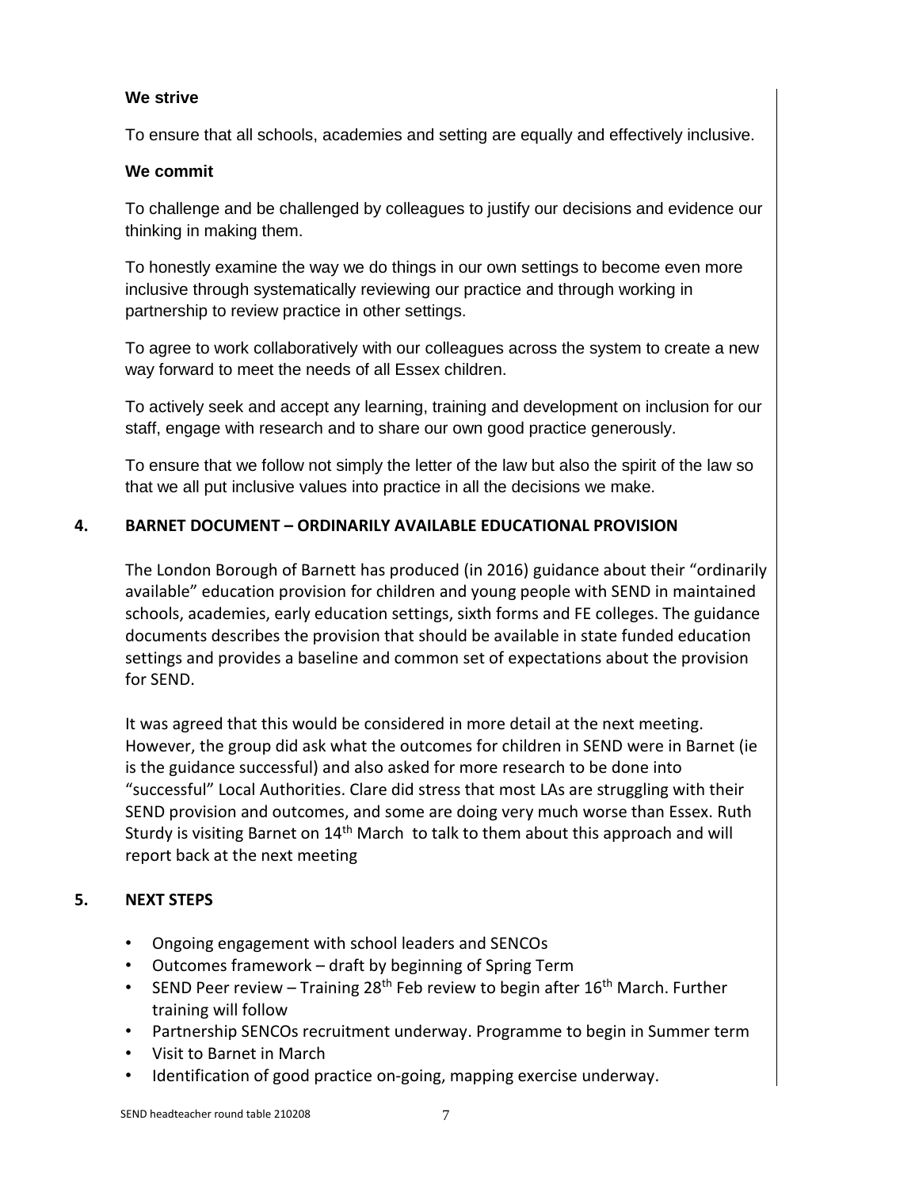**We strive**

To ensure that all schools, academies and setting are equally and effectively inclusive.

**We commit**

To challenge and be challenged by colleagues to justify our decisions and evidence our thinking in making them.

To honestly examine the way we do things in our own settings to become even more inclusive through systematically reviewing our practice and through working in partnership to review practice in other settings.

To agree to work collaboratively with our colleagues across the system to create a new way forward to meet the needs of all Essex children.

To actively seek and accept any learning, training and development on inclusion for our staff, engage with research and to share our own good practice generously.

To ensure that we follow not simply the letter of the law but also the spirit of the law so that we all put inclusive values into practice in all the decisions we make.

## 4. BARNET DOCUMENT – ORDINARILY AVAILABLE EDUCATIONAL PROVISION

The London Borough of Barnett has produced (in 2016) guidance about their "ordinarily available" education provision for children and young people with SEND in maintained schools, academies, early education settings, sixth forms and FE colleges. The guidance documents describes the provision that should be available in state funded education settings and provides a baseline and common set of expectations about the provision for SEND.

It was agreed that this would be considered in more detail at the next meeting. However, the group did ask what the outcomes for children in SEND were in Barnet (ie is the guidance successful) and also asked for more research to be done into "successful" Local Authorities. Clare did stress that most LAs are struggling with their SEND provision and outcomes, and some are doing very much worse than Essex. Ruth Sturdy is visiting Barnet on 14th March to talk to them about this approach and will report back at the next meeting

## 5. NEXT STEPS

- Ongoing engagement with school leaders and SENCOs
- Outcomes framework – draft by beginning of Spring Term
- SEND Peer review – Training 28th Feb review to begin after 16th March. Further training will follow
- Partnership SENCOs recruitment underway. Programme to begin in Summer term
- Visit to Barnet in March
- Identification of good practice on-going, mapping exercise underway.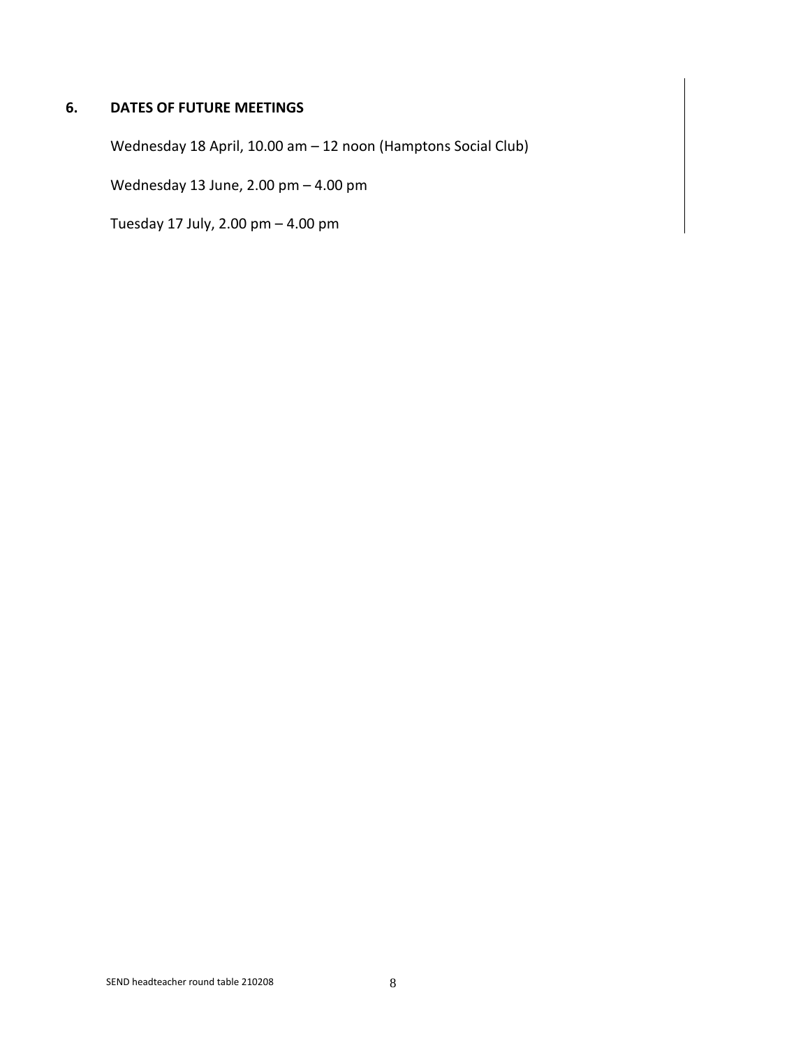## 6. DATES OF FUTURE MEETINGS

Wednesday 18 April, 10.00 am – 12 noon (Hamptons Social Club)

Wednesday 13 June, 2.00 pm – 4.00 pm

Tuesday 17 July, 2.00 pm – 4.00 pm